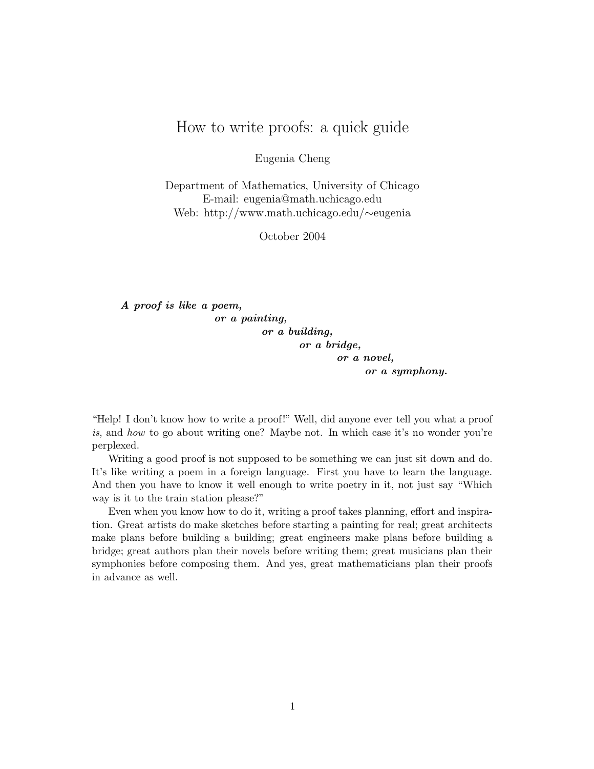# How to write proofs: a quick guide

Eugenia Cheng

Department of Mathematics, University of Chicago
E-mail: eugenia@math.uchicago.edu
Web: http://www.math.uchicago.edu/∼eugenia

October 2004

***A proof is like a poem,***
***or a painting,***
***or a building,***
***or a bridge,***
***or a novel,***
***or a symphony.***

"Help! I don't know how to write a proof!" Well, did anyone ever tell you what a proof *is*, and *how* to go about writing one? Maybe not. In which case it's no wonder you're perplexed.

Writing a good proof is not supposed to be something we can just sit down and do. It's like writing a poem in a foreign language. First you have to learn the language. And then you have to know it well enough to write poetry in it, not just say "Which way is it to the train station please?"

Even when you know how to do it, writing a proof takes planning, effort and inspiration. Great artists do make sketches before starting a painting for real; great architects make plans before building a building; great engineers make plans before building a bridge; great authors plan their novels before writing them; great musicians plan their symphonies before composing them. And yes, great mathematicians plan their proofs in advance as well.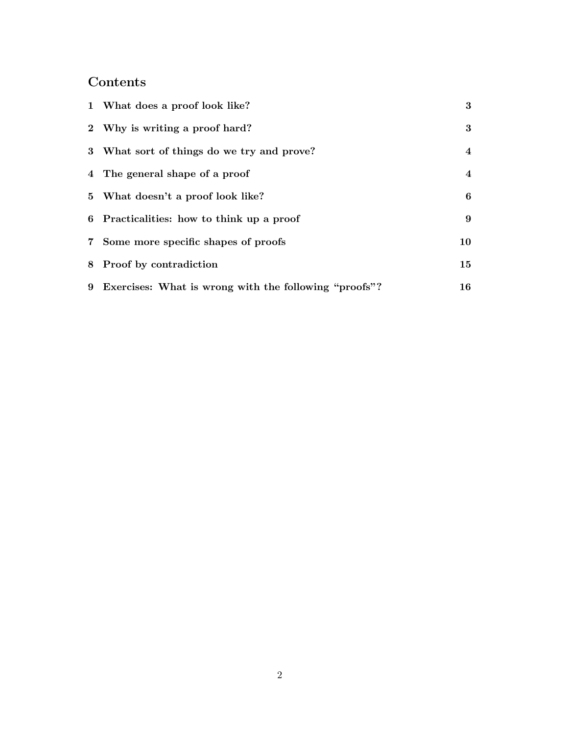## Contents

| | | |
|---|---|---|
| 1 | What does a proof look like? | 3 |
| 2 | Why is writing a proof hard? | 3 |
| 3 | What sort of things do we try and prove? | 4 |
| 4 | The general shape of a proof | 4 |
| 5 | What doesn't a proof look like? | 6 |
| 6 | Practicalities: how to think up a proof | 9 |
| 7 | Some more specific shapes of proofs | 10 |
| 8 | Proof by contradiction | 15 |
| 9 | Exercises: What is wrong with the following "proofs"? | 16 |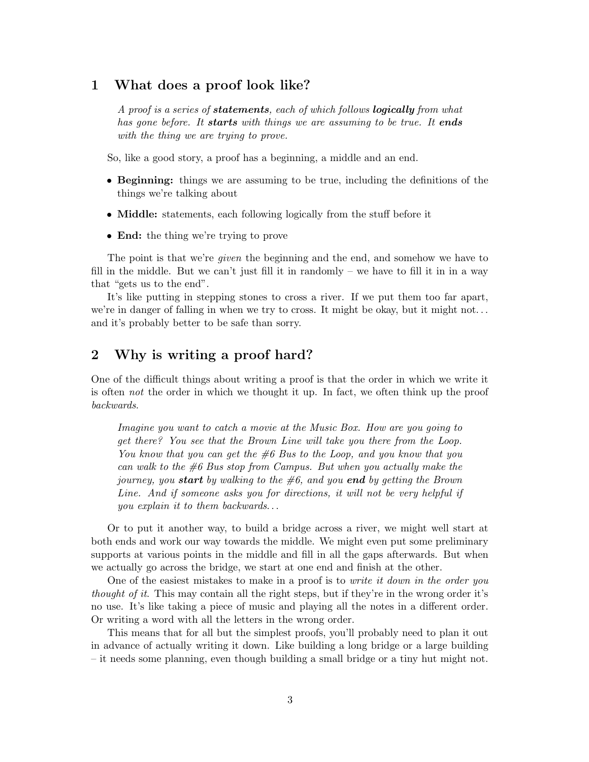## 1 What does a proof look like?

> *A proof is a series of* ***statements****, each of which follows* ***logically*** *from what has gone before. It* ***starts*** *with things we are assuming to be true. It* ***ends*** *with the thing we are trying to prove.*

So, like a good story, a proof has a beginning, a middle and an end.

- **Beginning:** things we are assuming to be true, including the definitions of the things we're talking about
- **Middle:** statements, each following logically from the stuff before it
- **End:** the thing we're trying to prove

The point is that we're *given* the beginning and the end, and somehow we have to fill in the middle. But we can't just fill it in randomly – we have to fill it in in a way that "gets us to the end".

It's like putting in stepping stones to cross a river. If we put them too far apart, we're in danger of falling in when we try to cross. It might be okay, but it might not... and it's probably better to be safe than sorry.

## 2 Why is writing a proof hard?

One of the difficult things about writing a proof is that the order in which we write it is often *not* the order in which we thought it up. In fact, we often think up the proof *backwards*.

> *Imagine you want to catch a movie at the Music Box. How are you going to get there? You see that the Brown Line will take you there from the Loop. You know that you can get the #6 Bus to the Loop, and you know that you can walk to the #6 Bus stop from Campus. But when you actually make the journey, you* ***start*** *by walking to the #6, and you* ***end*** *by getting the Brown Line. And if someone asks you for directions, it will not be very helpful if you explain it to them backwards...*

Or to put it another way, to build a bridge across a river, we might well start at both ends and work our way towards the middle. We might even put some preliminary supports at various points in the middle and fill in all the gaps afterwards. But when we actually go across the bridge, we start at one end and finish at the other.

One of the easiest mistakes to make in a proof is to *write it down in the order you thought of it*. This may contain all the right steps, but if they're in the wrong order it's no use. It's like taking a piece of music and playing all the notes in a different order. Or writing a word with all the letters in the wrong order.

This means that for all but the simplest proofs, you'll probably need to plan it out in advance of actually writing it down. Like building a long bridge or a large building – it needs some planning, even though building a small bridge or a tiny hut might not.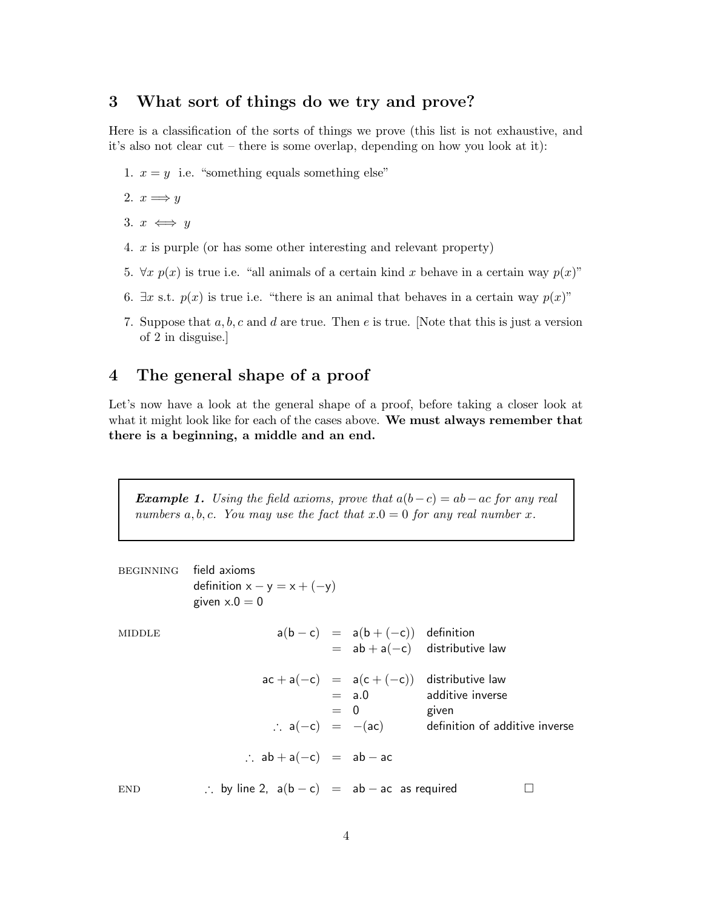## 3 What sort of things do we try and prove?

Here is a classification of the sorts of things we prove (this list is not exhaustive, and it's also not clear cut – there is some overlap, depending on how you look at it):

1. $x = y$ i.e. "something equals something else"
2. $x \implies y$
3. $x \iff y$
4. $x$ is purple (or has some other interesting and relevant property)
5. $\forall x \; p(x)$ is true i.e. "all animals of a certain kind $x$ behave in a certain way $p(x)$"
6. $\exists x$ s.t. $p(x)$ is true i.e. "there is an animal that behaves in a certain way $p(x)$"
7. Suppose that $a, b, c$ and $d$ are true. Then $e$ is true. [Note that this is just a version of 2 in disguise.]

## 4 The general shape of a proof

Let's now have a look at the general shape of a proof, before taking a closer look at what it might look like for each of the cases above. **We must always remember that there is a beginning, a middle and an end.**

> ***Example 1.*** *Using the field axioms, prove that $a(b - c) = ab - ac$ for any real numbers $a, b, c$. You may use the fact that $x.0 = 0$ for any real number $x$.*

BEGINNING

field axioms
definition $x - y = x + (-y)$
given $x.0 = 0$

MIDDLE

$$
\begin{aligned}
a(b - c) &= a(b + (-c)) && \text{definition} \\
&= ab + a(-c) && \text{distributive law}
\end{aligned}
$$

$$
\begin{aligned}
ac + a(-c) &= a(c + (-c)) && \text{distributive law} \\
&= a.0 && \text{additive inverse} \\
&= 0 && \text{given} \\
\therefore \; a(-c) &= -(ac) && \text{definition of additive inverse}
\end{aligned}
$$

$$
\therefore \; ab + a(-c) = ab - ac
$$

END

$$
\therefore \text{ by line 2, } \; a(b - c) = ab - ac \;\text{ as required} \qquad \square
$$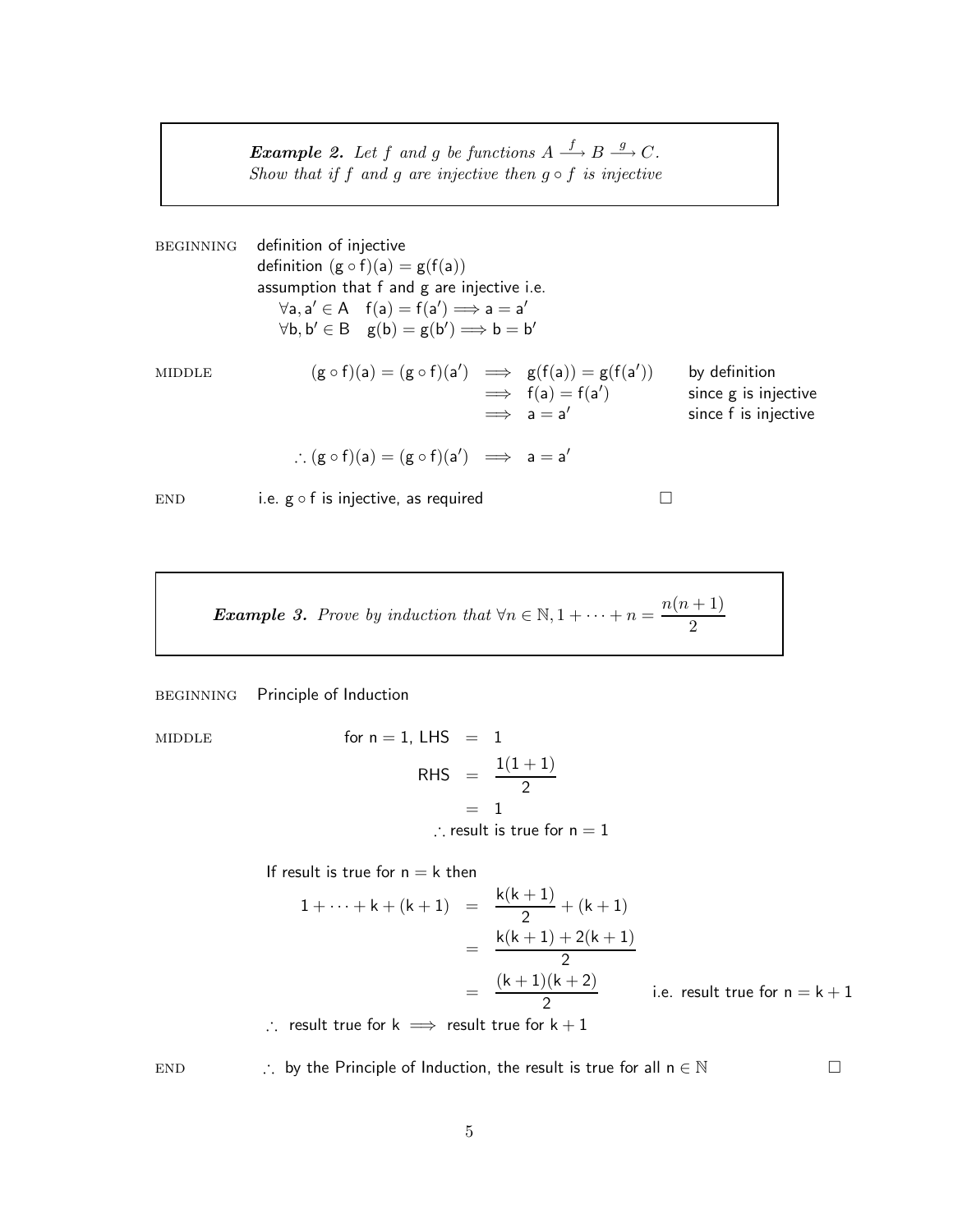> ***Example 2.*** *Let $f$ and $g$ be functions $A \xrightarrow{f} B \xrightarrow{g} C$.*
> *Show that if $f$ and $g$ are injective then $g \circ f$ is injective*

BEGINNING definition of injective
definition $(g \circ f)(a) = g(f(a))$
assumption that f and g are injective i.e.
$\forall a, a' \in A \quad f(a) = f(a') \Longrightarrow a = a'$
$\forall b, b' \in B \quad g(b) = g(b') \Longrightarrow b = b'$

MIDDLE

$$
\begin{aligned}
(g \circ f)(a) = (g \circ f)(a') &\implies g(f(a)) = g(f(a')) && \text{by definition} \\
&\implies f(a) = f(a') && \text{since g is injective} \\
&\implies a = a' && \text{since f is injective}
\end{aligned}
$$

$$\therefore (g \circ f)(a) = (g \circ f)(a') \implies a = a'$$

END i.e. $g \circ f$ is injective, as required □

> ***Example 3.*** *Prove by induction that $\forall n \in \mathbb{N}, 1 + \cdots + n = \dfrac{n(n+1)}{2}$*

BEGINNING Principle of Induction

MIDDLE

$$
\begin{aligned}
\text{for } n = 1, \text{ LHS} &= 1 \\
\text{RHS} &= \frac{1(1+1)}{2} \\
&= 1
\end{aligned}
$$

$\therefore$ result is true for $n = 1$

If result is true for $n = k$ then

$$
\begin{aligned}
1 + \cdots + k + (k+1) &= \frac{k(k+1)}{2} + (k+1) \\
&= \frac{k(k+1) + 2(k+1)}{2} \\
&= \frac{(k+1)(k+2)}{2} && \text{i.e. result true for } n = k+1
\end{aligned}
$$

$\therefore$ result true for $k \implies$ result true for $k+1$

END $\therefore$ by the Principle of Induction, the result is true for all $n \in \mathbb{N}$ □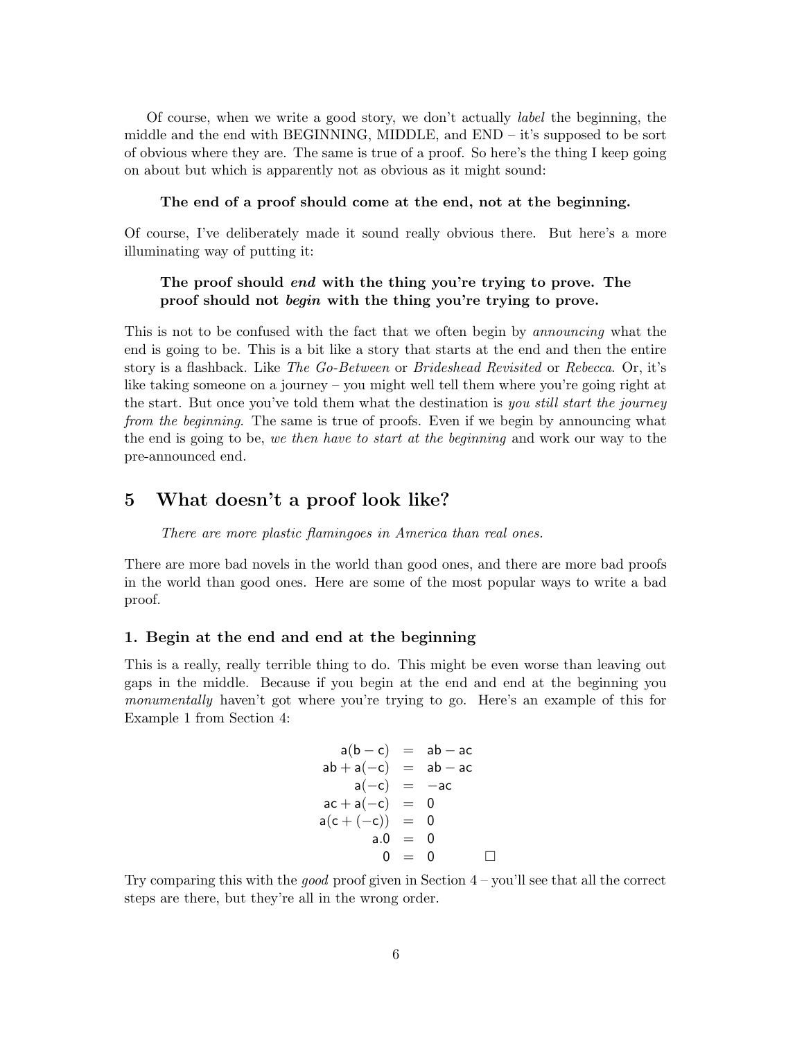Of course, when we write a good story, we don't actually *label* the beginning, the middle and the end with BEGINNING, MIDDLE, and END – it's supposed to be sort of obvious where they are. The same is true of a proof. So here's the thing I keep going on about but which is apparently not as obvious as it might sound:

> **The end of a proof should come at the end, not at the beginning.**

Of course, I've deliberately made it sound really obvious there. But here's a more illuminating way of putting it:

> **The proof should *end* with the thing you're trying to prove. The proof should not *begin* with the thing you're trying to prove.**

This is not to be confused with the fact that we often begin by *announcing* what the end is going to be. This is a bit like a story that starts at the end and then the entire story is a flashback. Like *The Go-Between* or *Brideshead Revisited* or *Rebecca*. Or, it's like taking someone on a journey – you might well tell them where you're going right at the start. But once you've told them what the destination is *you still start the journey from the beginning*. The same is true of proofs. Even if we begin by announcing what the end is going to be, *we then have to start at the beginning* and work our way to the pre-announced end.

## 5 What doesn't a proof look like?

*There are more plastic flamingoes in America than real ones.*

There are more bad novels in the world than good ones, and there are more bad proofs in the world than good ones. Here are some of the most popular ways to write a bad proof.

### 1. Begin at the end and end at the beginning

This is a really, really terrible thing to do. This might be even worse than leaving out gaps in the middle. Because if you begin at the end and end at the beginning you *monumentally* haven't got where you're trying to go. Here's an example of this for Example 1 from Section 4:

$$
\begin{aligned}
a(b-c) &= ab - ac \\
ab + a(-c) &= ab - ac \\
a(-c) &= -ac \\
ac + a(-c) &= 0 \\
a(c + (-c)) &= 0 \\
a.0 &= 0 \\
0 &= 0 \qquad \square
\end{aligned}
$$

Try comparing this with the *good* proof given in Section 4 – you'll see that all the correct steps are there, but they're all in the wrong order.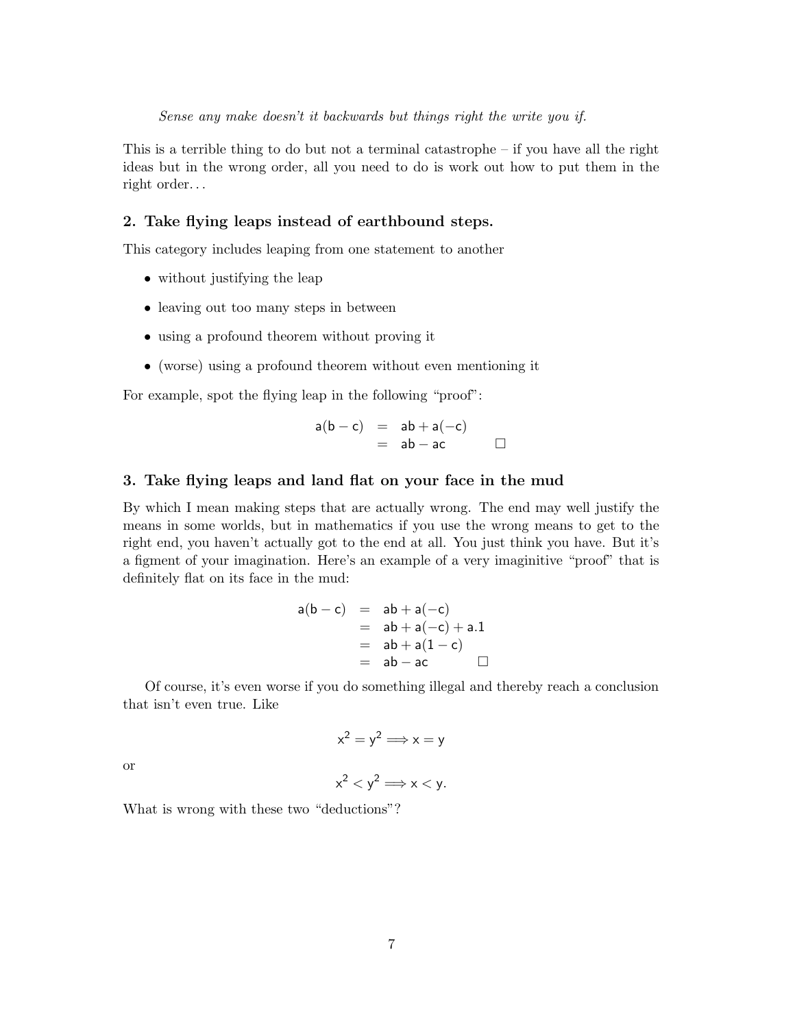*Sense any make doesn't it backwards but things right the write you if.*

This is a terrible thing to do but not a terminal catastrophe – if you have all the right ideas but in the wrong order, all you need to do is work out how to put them in the right order...

### 2. Take flying leaps instead of earthbound steps.

This category includes leaping from one statement to another

- without justifying the leap
- leaving out too many steps in between
- using a profound theorem without proving it
- (worse) using a profound theorem without even mentioning it

For example, spot the flying leap in the following "proof":

$$\begin{aligned} a(b-c) &= ab + a(-c) \\ &= ab - ac \qquad \square \end{aligned}$$

### 3. Take flying leaps and land flat on your face in the mud

By which I mean making steps that are actually wrong. The end may well justify the means in some worlds, but in mathematics if you use the wrong means to get to the right end, you haven't actually got to the end at all. You just think you have. But it's a figment of your imagination. Here's an example of a very imaginitive "proof" that is definitely flat on its face in the mud:

$$\begin{aligned} a(b-c) &= ab + a(-c) \\ &= ab + a(-c) + a.1 \\ &= ab + a(1-c) \\ &= ab - ac \qquad \square \end{aligned}$$

Of course, it's even worse if you do something illegal and thereby reach a conclusion that isn't even true. Like

$$x^2 = y^2 \Longrightarrow x = y$$

or

$$x^2 < y^2 \Longrightarrow x < y.$$

What is wrong with these two "deductions"?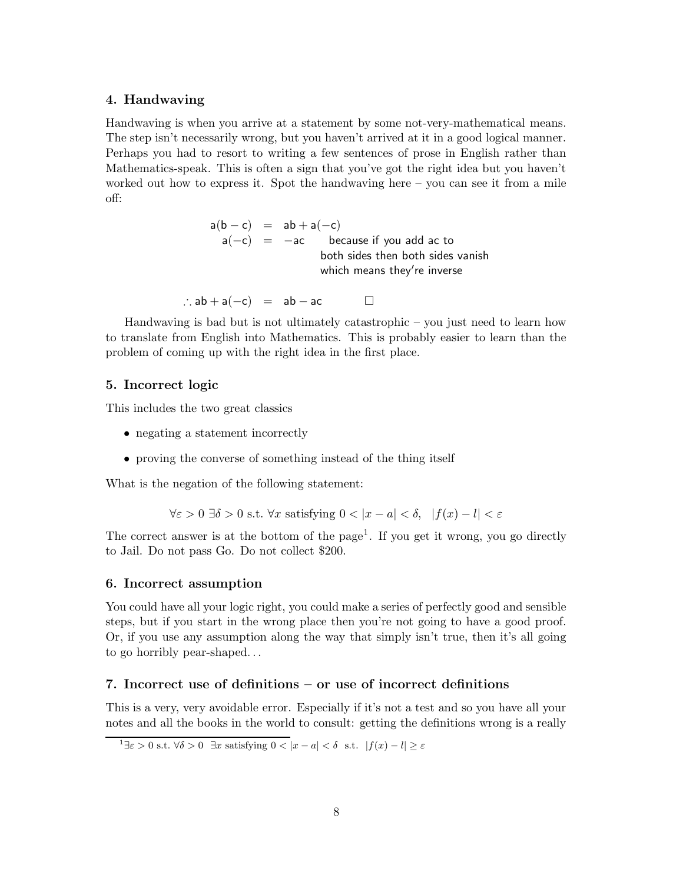### 4. Handwaving

Handwaving is when you arrive at a statement by some not-very-mathematical means. The step isn't necessarily wrong, but you haven't arrived at it in a good logical manner. Perhaps you had to resort to writing a few sentences of prose in English rather than Mathematics-speak. This is often a sign that you've got the right idea but you haven't worked out how to express it. Spot the handwaving here – you can see it from a mile off:

$$
\begin{aligned}
\mathsf{a(b-c)} &= \mathsf{ab + a(-c)} \\
\mathsf{a(-c)} &= \mathsf{-ac} \quad \text{because if you add ac to both sides then both sides vanish which means they're inverse} \\
\therefore \mathsf{ab + a(-c)} &= \mathsf{ab - ac} \qquad \square
\end{aligned}
$$

Handwaving is bad but is not ultimately catastrophic – you just need to learn how to translate from English into Mathematics. This is probably easier to learn than the problem of coming up with the right idea in the first place.

### 5. Incorrect logic

This includes the two great classics

- negating a statement incorrectly
- proving the converse of something instead of the thing itself

What is the negation of the following statement:

$$\forall \varepsilon > 0 \ \exists \delta > 0 \text{ s.t. } \forall x \text{ satisfying } 0 < |x-a| < \delta, \ \ |f(x) - l| < \varepsilon$$

The correct answer is at the bottom of the page[1]. If you get it wrong, you go directly to Jail. Do not pass Go. Do not collect \$200.

### 6. Incorrect assumption

You could have all your logic right, you could make a series of perfectly good and sensible steps, but if you start in the wrong place then you're not going to have a good proof. Or, if you use any assumption along the way that simply isn't true, then it's all going to go horribly pear-shaped...

### 7. Incorrect use of definitions – or use of incorrect definitions

This is a very, very avoidable error. Especially if it's not a test and so you have all your notes and all the books in the world to consult: getting the definitions wrong is a really

---

[1] $\exists \varepsilon > 0 \text{ s.t. } \forall \delta > 0 \ \ \exists x \text{ satisfying } 0 < |x-a| < \delta \ \text{ s.t. } \ |f(x) - l| \geq \varepsilon$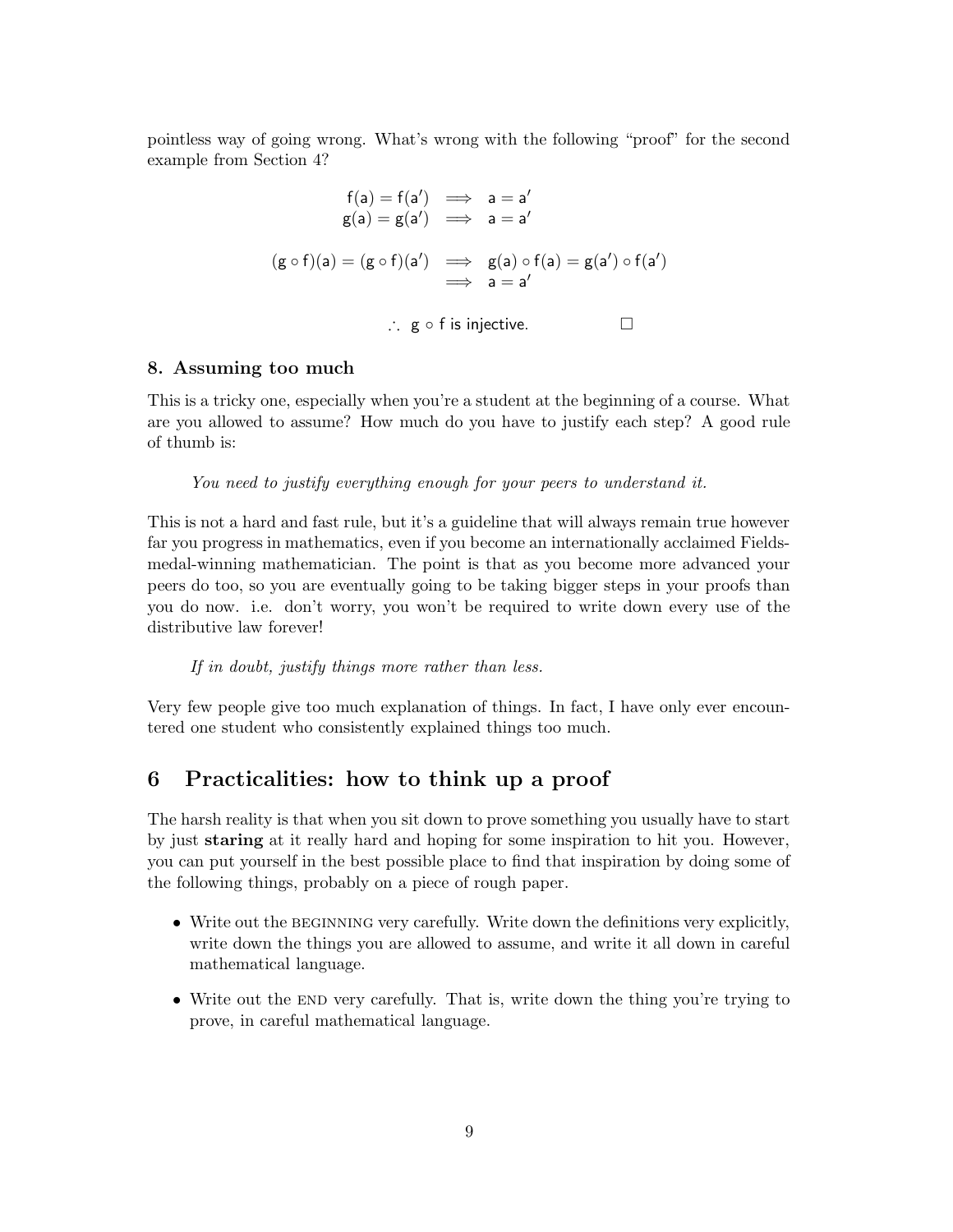pointless way of going wrong. What's wrong with the following "proof" for the second example from Section 4?

$$
\begin{aligned}
\mathsf{f}(\mathsf{a}) = \mathsf{f}(\mathsf{a}') &\implies \mathsf{a} = \mathsf{a}' \\
\mathsf{g}(\mathsf{a}) = \mathsf{g}(\mathsf{a}') &\implies \mathsf{a} = \mathsf{a}'
\end{aligned}
$$

$$
\begin{aligned}
(\mathsf{g} \circ \mathsf{f})(\mathsf{a}) = (\mathsf{g} \circ \mathsf{f})(\mathsf{a}') &\implies \mathsf{g}(\mathsf{a}) \circ \mathsf{f}(\mathsf{a}) = \mathsf{g}(\mathsf{a}') \circ \mathsf{f}(\mathsf{a}') \\
&\implies \mathsf{a} = \mathsf{a}'
\end{aligned}
$$

$$\therefore\ \mathsf{g} \circ \mathsf{f} \text{ is injective.} \qquad \square$$

**8. Assuming too much**

This is a tricky one, especially when you're a student at the beginning of a course. What are you allowed to assume? How much do you have to justify each step? A good rule of thumb is:

> *You need to justify everything enough for your peers to understand it.*

This is not a hard and fast rule, but it's a guideline that will always remain true however far you progress in mathematics, even if you become an internationally acclaimed Fields-medal-winning mathematician. The point is that as you become more advanced your peers do too, so you are eventually going to be taking bigger steps in your proofs than you do now. i.e. don't worry, you won't be required to write down every use of the distributive law forever!

> *If in doubt, justify things more rather than less.*

Very few people give too much explanation of things. In fact, I have only ever encountered one student who consistently explained things too much.

# 6 Practicalities: how to think up a proof

The harsh reality is that when you sit down to prove something you usually have to start by just **staring** at it really hard and hoping for some inspiration to hit you. However, you can put yourself in the best possible place to find that inspiration by doing some of the following things, probably on a piece of rough paper.

- Write out the BEGINNING very carefully. Write down the definitions very explicitly, write down the things you are allowed to assume, and write it all down in careful mathematical language.
- Write out the END very carefully. That is, write down the thing you're trying to prove, in careful mathematical language.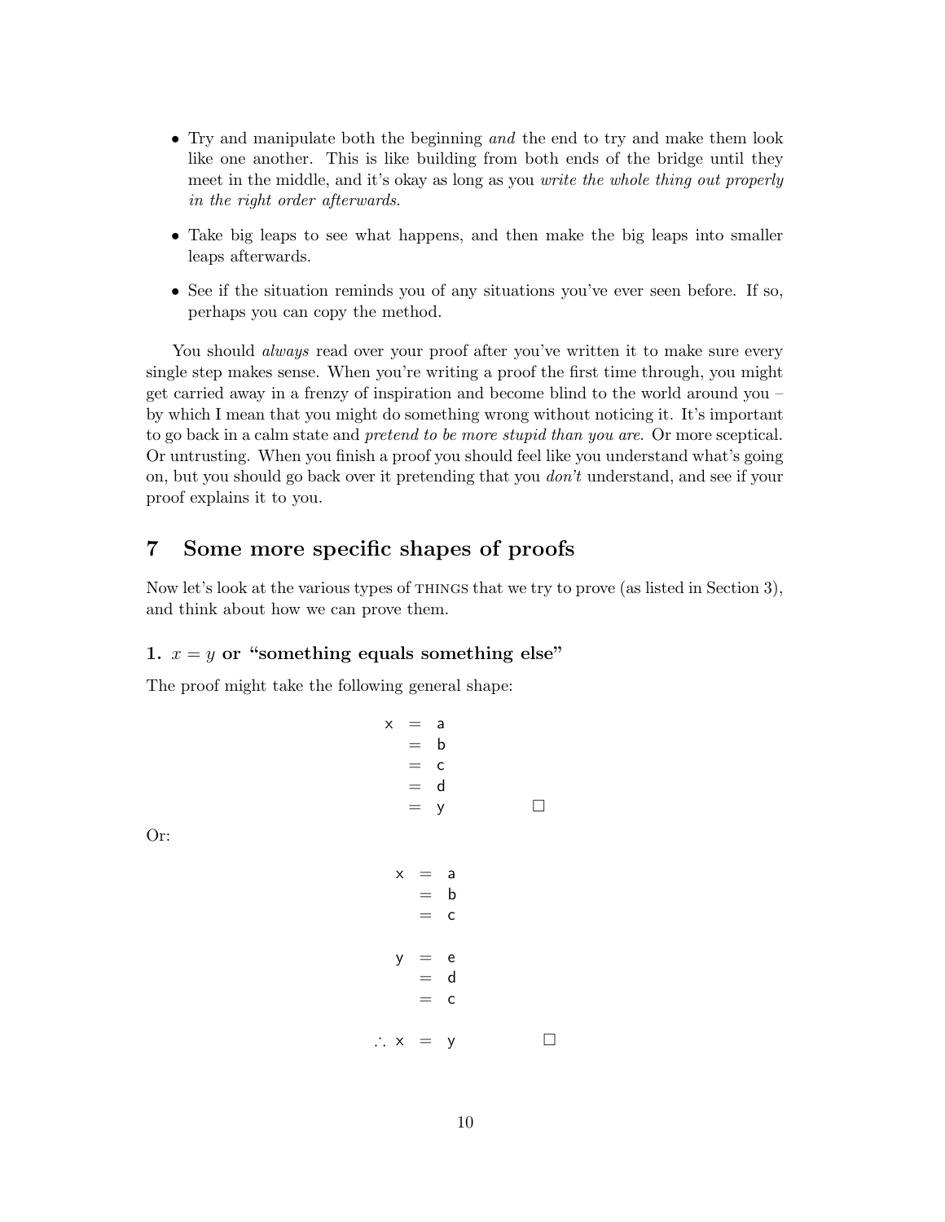- Try and manipulate both the beginning *and* the end to try and make them look like one another. This is like building from both ends of the bridge until they meet in the middle, and it's okay as long as you *write the whole thing out properly in the right order afterwards.*

- Take big leaps to see what happens, and then make the big leaps into smaller leaps afterwards.

- See if the situation reminds you of any situations you've ever seen before. If so, perhaps you can copy the method.

You should *always* read over your proof after you've written it to make sure every single step makes sense. When you're writing a proof the first time through, you might get carried away in a frenzy of inspiration and become blind to the world around you – by which I mean that you might do something wrong without noticing it. It's important to go back in a calm state and *pretend to be more stupid than you are.* Or more sceptical. Or untrusting. When you finish a proof you should feel like you understand what's going on, but you should go back over it pretending that you *don't* understand, and see if your proof explains it to you.

## 7 Some more specific shapes of proofs

Now let's look at the various types of THINGS that we try to prove (as listed in Section 3), and think about how we can prove them.

### 1. $x = y$ or "something equals something else"

The proof might take the following general shape:

$$\begin{aligned} \mathsf{x} &= \mathsf{a} \\ &= \mathsf{b} \\ &= \mathsf{c} \\ &= \mathsf{d} \\ &= \mathsf{y} \qquad \square \end{aligned}$$

Or:

$$\begin{aligned} \mathsf{x} &= \mathsf{a} \\ &= \mathsf{b} \\ &= \mathsf{c} \\ \\ \mathsf{y} &= \mathsf{e} \\ &= \mathsf{d} \\ &= \mathsf{c} \\ \\ \therefore \mathsf{x} &= \mathsf{y} \qquad \square \end{aligned}$$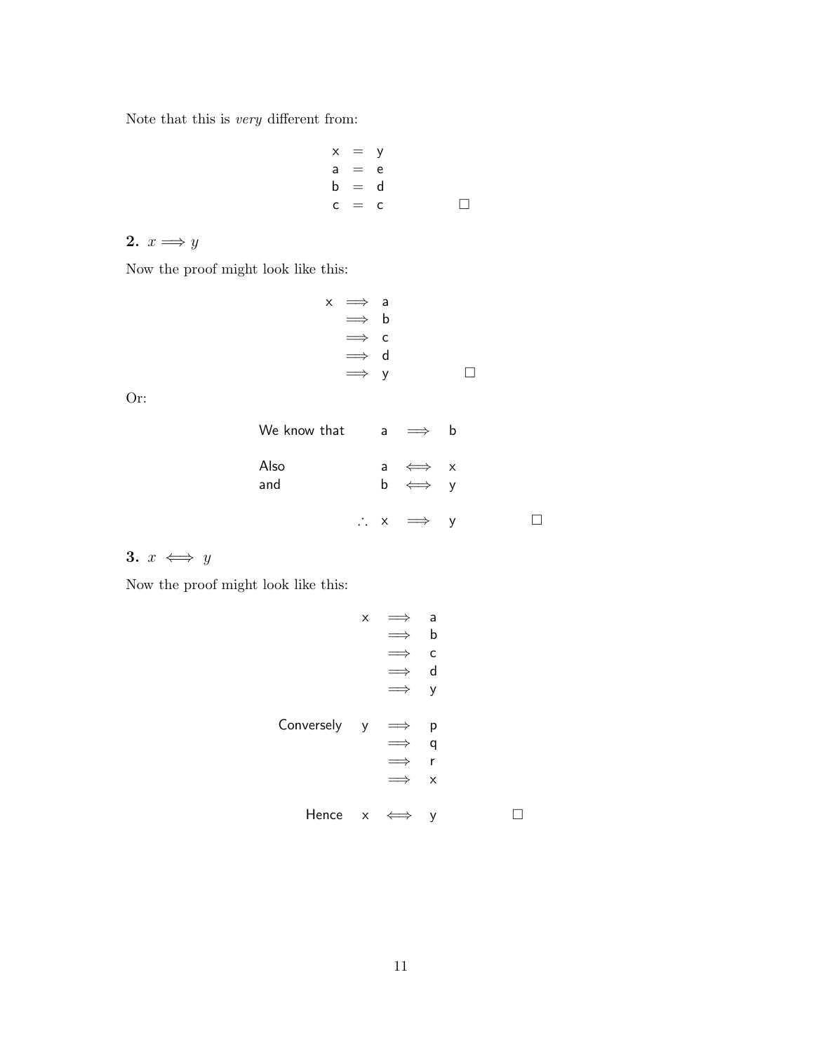Note that this is *very* different from:

$$
\begin{array}{rcl}
\mathsf{x} & = & \mathsf{y} \\
\mathsf{a} & = & \mathsf{e} \\
\mathsf{b} & = & \mathsf{d} \\
\mathsf{c} & = & \mathsf{c} \qquad \square
\end{array}
$$

**2.** $x \Longrightarrow y$

Now the proof might look like this:

$$
\begin{array}{rcl}
\mathsf{x} & \Longrightarrow & \mathsf{a} \\
 & \Longrightarrow & \mathsf{b} \\
 & \Longrightarrow & \mathsf{c} \\
 & \Longrightarrow & \mathsf{d} \\
 & \Longrightarrow & \mathsf{y} \qquad \square
\end{array}
$$

Or:

$$
\begin{array}{lrcl}
\text{We know that} & \mathsf{a} & \Longrightarrow & \mathsf{b} \\
 & & & \\
\text{Also} & \mathsf{a} & \Longleftrightarrow & \mathsf{x} \\
\text{and} & \mathsf{b} & \Longleftrightarrow & \mathsf{y} \\
 & & & \\
 & \therefore\ \mathsf{x} & \Longrightarrow & \mathsf{y} \qquad \square
\end{array}
$$

**3.** $x \iff y$

Now the proof might look like this:

$$
\begin{array}{lrcl}
 & \mathsf{x} & \Longrightarrow & \mathsf{a} \\
 & & \Longrightarrow & \mathsf{b} \\
 & & \Longrightarrow & \mathsf{c} \\
 & & \Longrightarrow & \mathsf{d} \\
 & & \Longrightarrow & \mathsf{y} \\
 & & & \\
\text{Conversely} & \mathsf{y} & \Longrightarrow & \mathsf{p} \\
 & & \Longrightarrow & \mathsf{q} \\
 & & \Longrightarrow & \mathsf{r} \\
 & & \Longrightarrow & \mathsf{x} \\
 & & & \\
\text{Hence} & \mathsf{x} & \Longleftrightarrow & \mathsf{y} \qquad \square
\end{array}
$$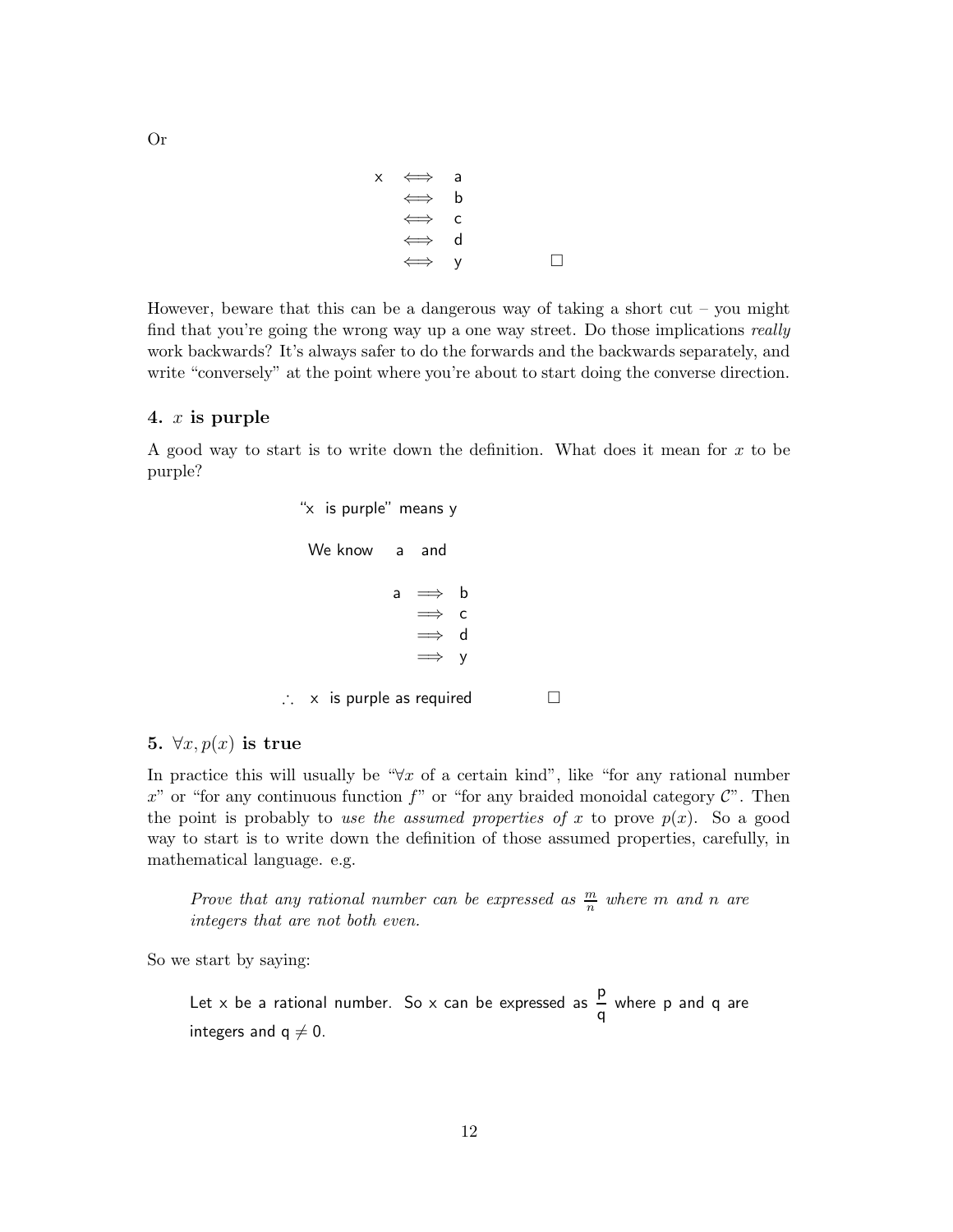Or

$$
\begin{aligned}
\mathsf{x} &\iff \mathsf{a} \\
&\iff \mathsf{b} \\
&\iff \mathsf{c} \\
&\iff \mathsf{d} \\
&\iff \mathsf{y} \qquad \square
\end{aligned}
$$

However, beware that this can be a dangerous way of taking a short cut – you might find that you're going the wrong way up a one way street. Do those implications *really* work backwards? It's always safer to do the forwards and the backwards separately, and write "conversely" at the point where you're about to start doing the converse direction.

### 4. $x$ is purple

A good way to start is to write down the definition. What does it mean for $x$ to be purple?

"x is purple" means y

We know a and

$$
\begin{aligned}
\mathsf{a} &\implies \mathsf{b} \\
&\implies \mathsf{c} \\
&\implies \mathsf{d} \\
&\implies \mathsf{y}
\end{aligned}
$$

$\therefore$ x is purple as required $\square$

### 5. $\forall x, p(x)$ is true

In practice this will usually be "$\forall x$ of a certain kind", like "for any rational number $x$" or "for any continuous function $f$" or "for any braided monoidal category $\mathcal{C}$". Then the point is probably to *use the assumed properties of* $x$ to prove $p(x)$. So a good way to start is to write down the definition of those assumed properties, carefully, in mathematical language. e.g.

> *Prove that any rational number can be expressed as $\frac{m}{n}$ where $m$ and $n$ are integers that are not both even.*

So we start by saying:

> Let x be a rational number. So x can be expressed as $\frac{\mathsf{p}}{\mathsf{q}}$ where p and q are integers and $\mathsf{q} \neq 0$.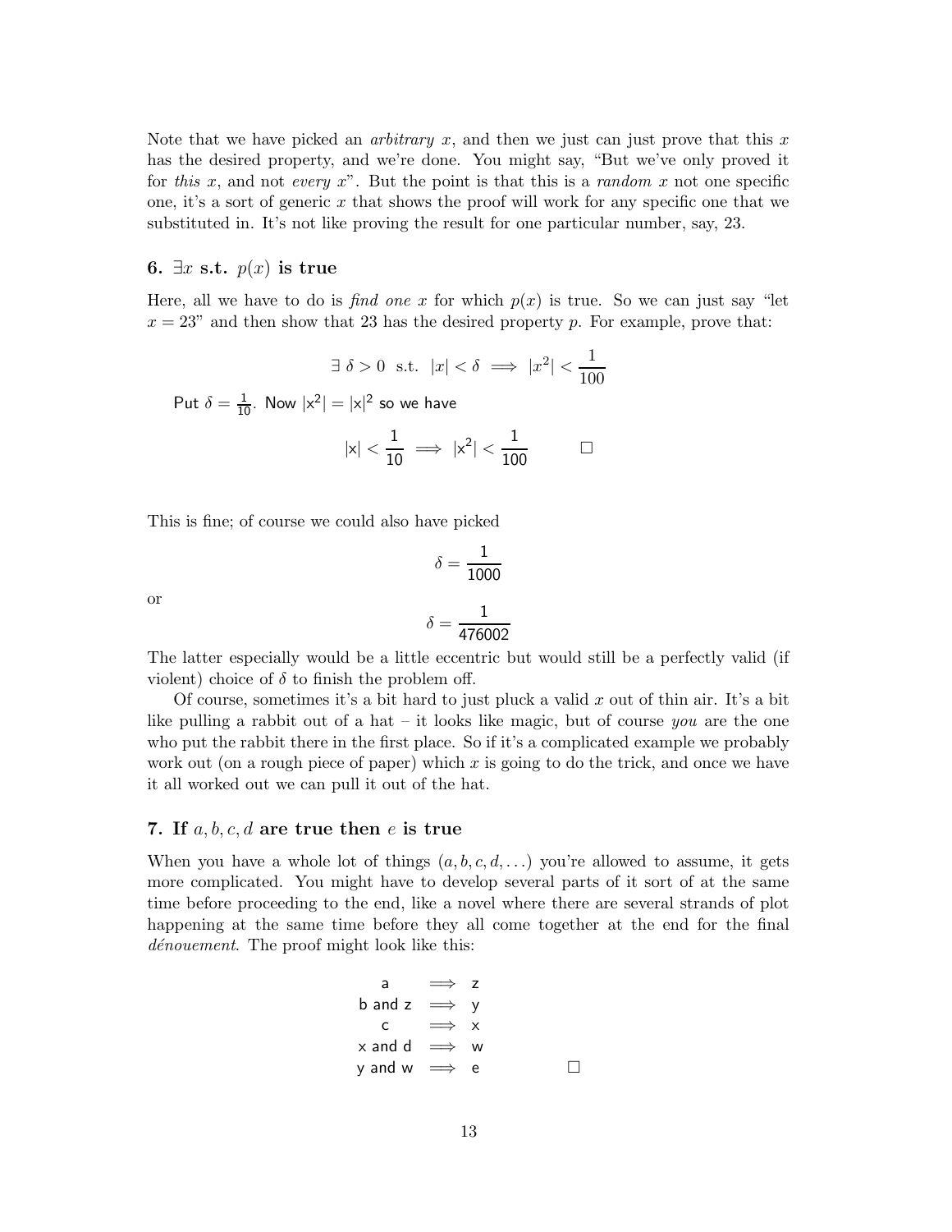Note that we have picked an *arbitrary* $x$, and then we just can just prove that this $x$ has the desired property, and we're done. You might say, "But we've only proved it for *this* $x$, and not *every* $x$". But the point is that this is a *random* $x$ not one specific one, it's a sort of generic $x$ that shows the proof will work for any specific one that we substituted in. It's not like proving the result for one particular number, say, 23.

### 6. $\exists x$ s.t. $p(x)$ is true

Here, all we have to do is *find one* $x$ for which $p(x)$ is true. So we can just say "let $x = 23$" and then show that 23 has the desired property $p$. For example, prove that:

$$\exists\ \delta > 0 \ \text{ s.t. } \ |x| < \delta \implies |x^2| < \frac{1}{100}$$

Put $\delta = \frac{1}{10}$. Now $|x^2| = |x|^2$ so we have

$$|x| < \frac{1}{10} \implies |x^2| < \frac{1}{100} \qquad \square$$

This is fine; of course we could also have picked

$$\delta = \frac{1}{1000}$$

or

$$\delta = \frac{1}{476002}$$

The latter especially would be a little eccentric but would still be a perfectly valid (if violent) choice of $\delta$ to finish the problem off.

Of course, sometimes it's a bit hard to just pluck a valid $x$ out of thin air. It's a bit like pulling a rabbit out of a hat – it looks like magic, but of course *you* are the one who put the rabbit there in the first place. So if it's a complicated example we probably work out (on a rough piece of paper) which $x$ is going to do the trick, and once we have it all worked out we can pull it out of the hat.

### 7. If $a, b, c, d$ are true then $e$ is true

When you have a whole lot of things $(a, b, c, d, \ldots)$ you're allowed to assume, it gets more complicated. You might have to develop several parts of it sort of at the same time before proceeding to the end, like a novel where there are several strands of plot happening at the same time before they all come together at the end for the final *dénouement*. The proof might look like this:

$$\begin{array}{rcl} \text{a} & \implies & \text{z} \\ \text{b and z} & \implies & \text{y} \\ \text{c} & \implies & \text{x} \\ \text{x and d} & \implies & \text{w} \\ \text{y and w} & \implies & \text{e} \end{array} \qquad \square$$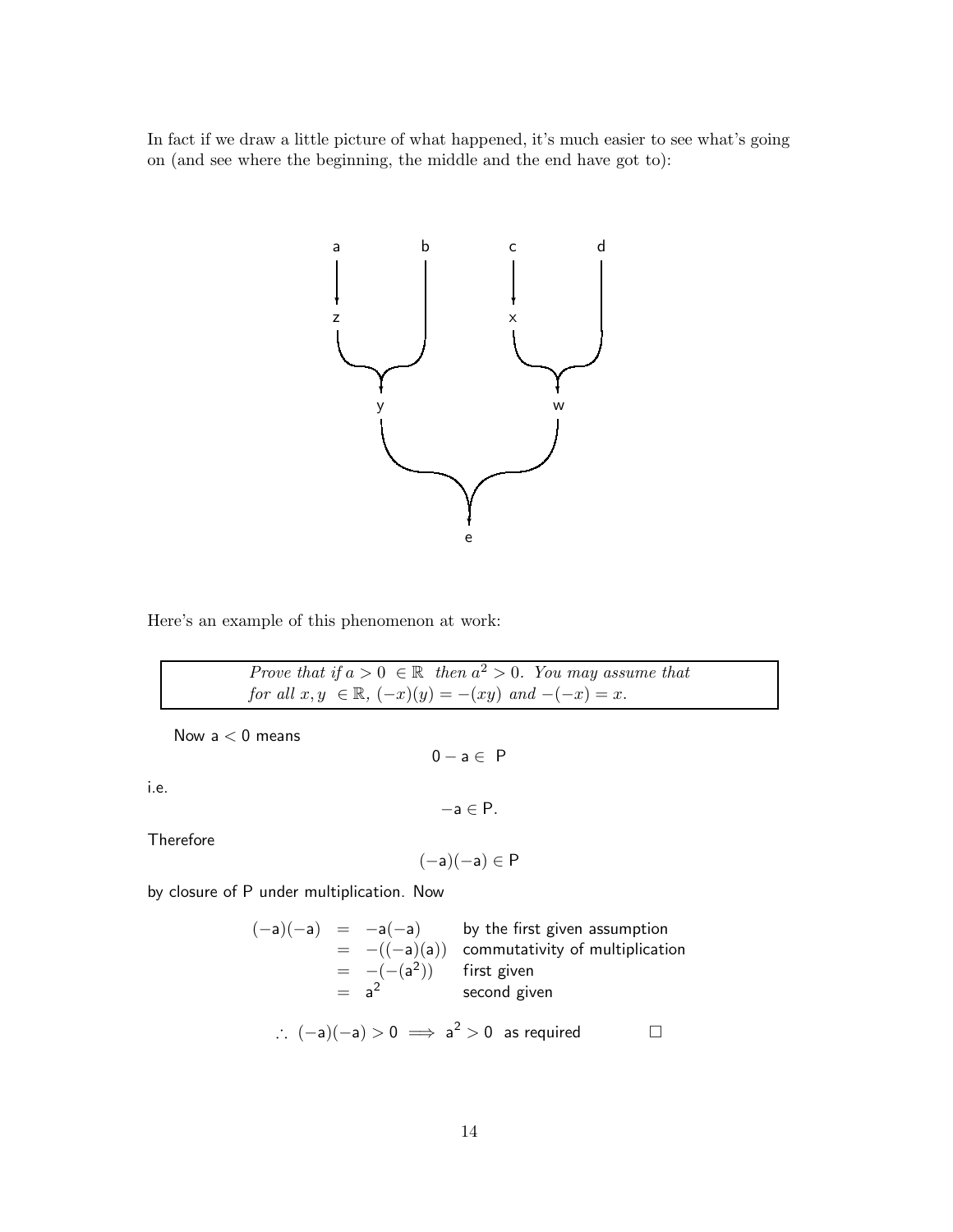In fact if we draw a little picture of what happened, it's much easier to see what's going on (and see where the beginning, the middle and the end have got to):

Here's an example of this phenomenon at work:

> *Prove that if $a > 0 \ \in \mathbb{R}$ then $a^2 > 0$. You may assume that for all $x, y \ \in \mathbb{R}$, $(-x)(y) = -(xy)$ and $-(-x) = x$.*

Now $a < 0$ means

$$0 - a \in \ P$$

i.e.

$$-a \in P.$$

Therefore

$$(-a)(-a) \in P$$

by closure of P under multiplication. Now

$$
\begin{aligned}
(-a)(-a) &= -a(-a) && \text{by the first given assumption} \\
&= -((-a)(a)) && \text{commutativity of multiplication} \\
&= -(-(a^2)) && \text{first given} \\
&= a^2 && \text{second given}
\end{aligned}
$$

$$\therefore \ (-a)(-a) > 0 \implies a^2 > 0 \ \text{ as required} \qquad \square$$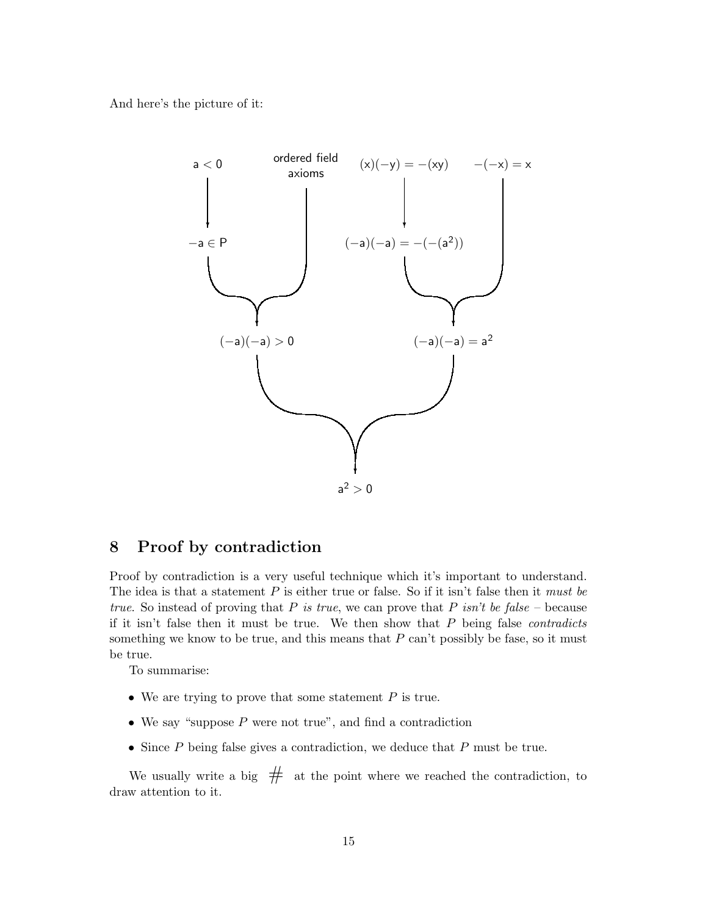And here's the picture of it:

$a < 0$ → $-a \in P$

$-a \in P$ + ordered field axioms → $(-a)(-a) > 0$

$(x)(-y) = -(xy)$ → $(-a)(-a) = -(-(a^2))$

$(-a)(-a) = -(-(a^2))$ + $-(-x) = x$ → $(-a)(-a) = a^2$

$(-a)(-a) > 0$ + $(-a)(-a) = a^2$ → $a^2 > 0$

## 8 Proof by contradiction

Proof by contradiction is a very useful technique which it's important to understand. The idea is that a statement $P$ is either true or false. So if it isn't false then it *must be true*. So instead of proving that $P$ *is true*, we can prove that $P$ *isn't be false* – because if it isn't false then it must be true. We then show that $P$ being false *contradicts* something we know to be true, and this means that $P$ can't possibly be fase, so it must be true.

To summarise:

- We are trying to prove that some statement $P$ is true.
- We say "suppose $P$ were not true", and find a contradiction
- Since $P$ being false gives a contradiction, we deduce that $P$ must be true.

We usually write a big # at the point where we reached the contradiction, to draw attention to it.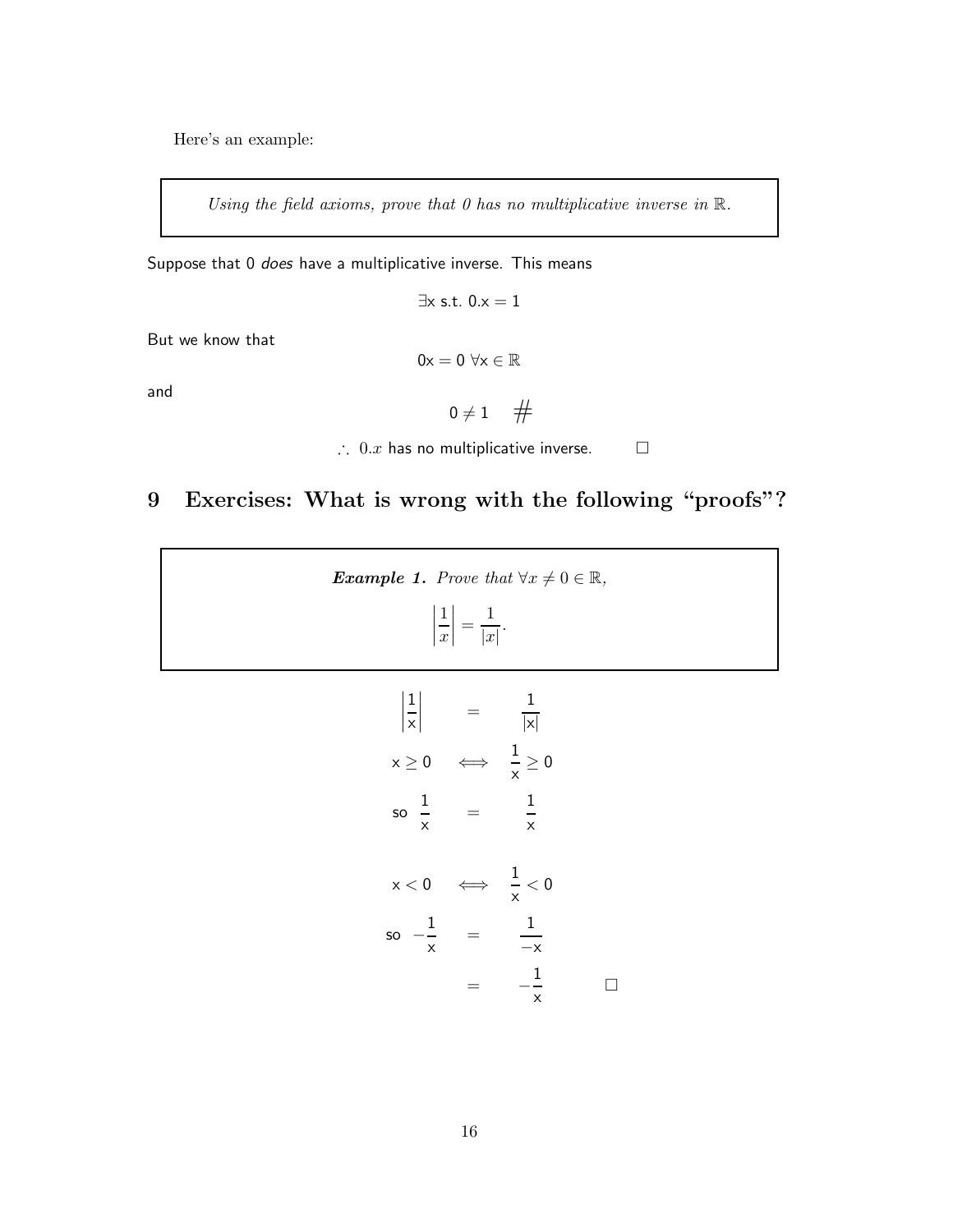Here's an example:

> *Using the field axioms, prove that 0 has no multiplicative inverse in $\mathbb{R}$.*

Suppose that 0 *does* have a multiplicative inverse. This means

$$\exists \text{x s.t. } 0.\text{x} = 1$$

But we know that

$$0\text{x} = 0 \ \forall \text{x} \in \mathbb{R}$$

and

$$0 \neq 1 \quad \#$$

$$\therefore \ 0.x \text{ has no multiplicative inverse.} \qquad \square$$

## 9 Exercises: What is wrong with the following "proofs"?

> ***Example 1.*** *Prove that $\forall x \neq 0 \in \mathbb{R}$,*
>
> $$\left|\frac{1}{x}\right| = \frac{1}{|x|}.$$

$$\left|\frac{1}{\text{x}}\right| = \frac{1}{|\text{x}|}$$

$$\text{x} \geq 0 \iff \frac{1}{\text{x}} \geq 0$$

$$\text{so } \frac{1}{\text{x}} = \frac{1}{\text{x}}$$

$$\text{x} < 0 \iff \frac{1}{\text{x}} < 0$$

$$\text{so } -\frac{1}{\text{x}} = \frac{1}{-\text{x}}$$

$$= -\frac{1}{\text{x}} \qquad \square$$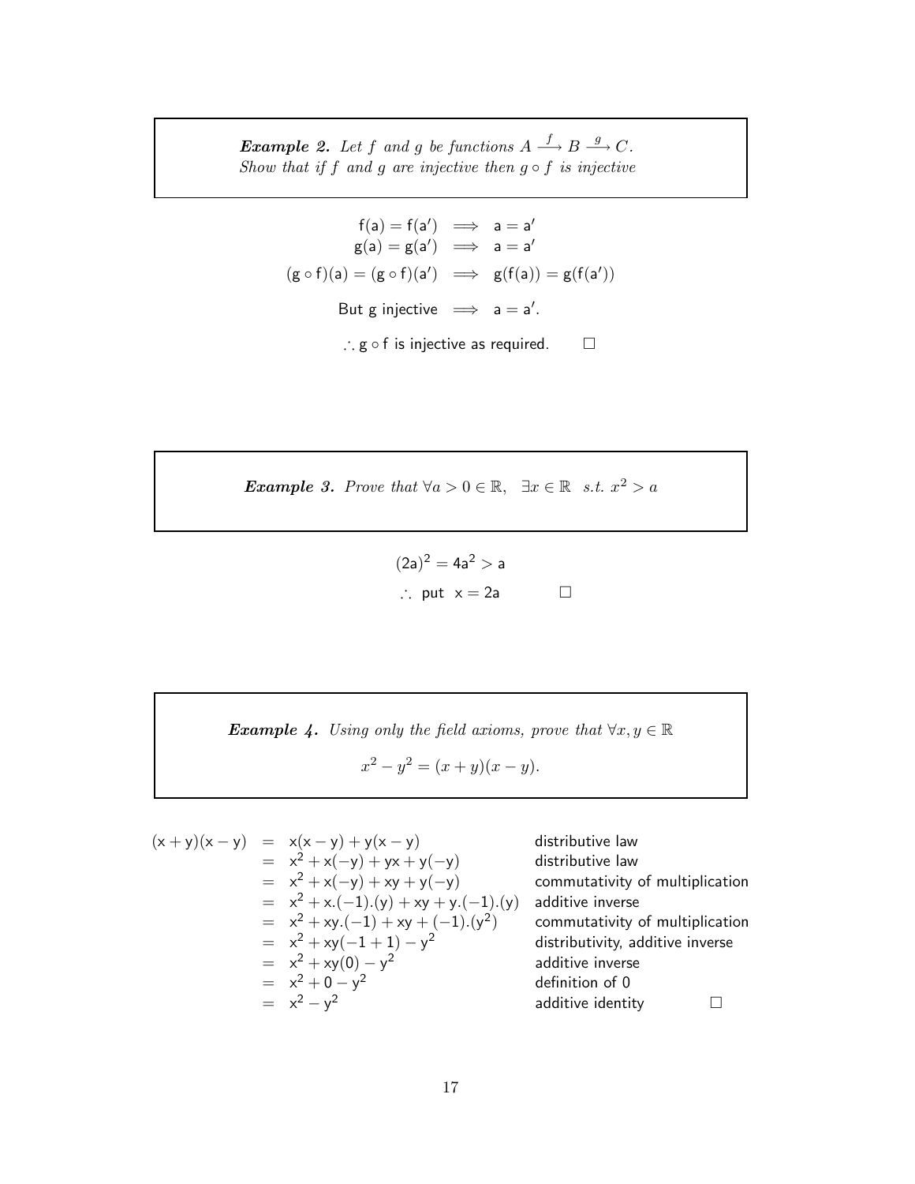***Example 2.*** *Let $f$ and $g$ be functions $A \xrightarrow{f} B \xrightarrow{g} C$. Show that if $f$ and $g$ are injective then $g \circ f$ is injective*

$$
\begin{aligned}
f(a) = f(a') &\implies a = a' \\
g(a) = g(a') &\implies a = a' \\
(g \circ f)(a) = (g \circ f)(a') &\implies g(f(a)) = g(f(a'))
\end{aligned}
$$

But g injective $\implies a = a'$.

$\therefore g \circ f$ is injective as required. $\square$

***Example 3.*** *Prove that $\forall a > 0 \in \mathbb{R}, \quad \exists x \in \mathbb{R} \quad s.t. \ x^2 > a$*

$$(2a)^2 = 4a^2 > a$$

$\therefore$ put $x = 2a$ $\square$

***Example 4.*** *Using only the field axioms, prove that $\forall x, y \in \mathbb{R}$*

$$x^2 - y^2 = (x + y)(x - y).$$

$$
\begin{aligned}
(x+y)(x-y) &= x(x-y) + y(x-y) && \text{distributive law} \\
&= x^2 + x(-y) + yx + y(-y) && \text{distributive law} \\
&= x^2 + x(-y) + xy + y(-y) && \text{commutativity of multiplication} \\
&= x^2 + x.(-1).(y) + xy + y.(-1).(y) && \text{additive inverse} \\
&= x^2 + xy.(-1) + xy + (-1).(y^2) && \text{commutativity of multiplication} \\
&= x^2 + xy(-1+1) - y^2 && \text{distributivity, additive inverse} \\
&= x^2 + xy(0) - y^2 && \text{additive inverse} \\
&= x^2 + 0 - y^2 && \text{definition of 0} \\
&= x^2 - y^2 && \text{additive identity} \quad \square
\end{aligned}
$$